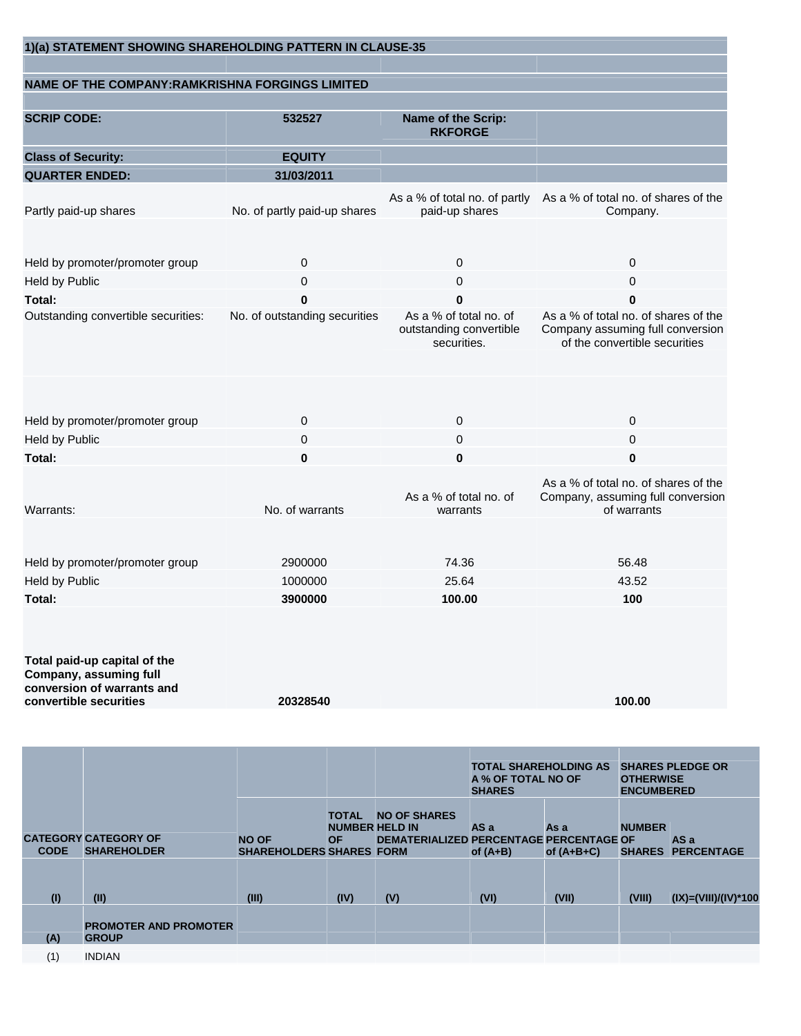## 1)(a) STATEMENT SHOWING SHAREHOLDING PATTERN IN CLAUSE-35

**NAME OF THE COMPANY:RAMKRISHNA FORGINGS LIMITED**

| | | | |
|---|---|---|---|
| **SCRIP CODE:** | **532527** | **Name of the Scrip: RKFORGE** | |
| **Class of Security:** | **EQUITY** | | |
| **QUARTER ENDED:** | **31/03/2011** | | |
| Partly paid-up shares | No. of partly paid-up shares | As a % of total no. of partly paid-up shares | As a % of total no. of shares of the Company. |
| Held by promoter/promoter group | 0 | 0 | 0 |
| Held by Public | 0 | 0 | 0 |
| **Total:** | **0** | **0** | **0** |
| Outstanding convertible securities: | No. of outstanding securities | As a % of total no. of outstanding convertible securities. | As a % of total no. of shares of the Company assuming full conversion of the convertible securities |
| Held by promoter/promoter group | 0 | 0 | 0 |
| Held by Public | 0 | 0 | 0 |
| **Total:** | **0** | **0** | **0** |
| Warrants: | No. of warrants | As a % of total no. of warrants | As a % of total no. of shares of the Company, assuming full conversion of warrants |
| Held by promoter/promoter group | 2900000 | 74.36 | 56.48 |
| Held by Public | 1000000 | 25.64 | 43.52 |
| **Total:** | **3900000** | **100.00** | **100** |
| **Total paid-up capital of the Company, assuming full conversion of warrants and convertible securities** | **20328540** | | **100.00** |

| CATEGORY CODE | CATEGORY OF SHAREHOLDER | NO OF SHAREHOLDERS | TOTAL NUMBER OF SHARES | NO OF SHARES HELD IN DEMATERIALIZED FORM | TOTAL SHAREHOLDING AS A % OF TOTAL NO OF SHARES | | SHARES PLEDGE OR OTHERWISE ENCUMBERED | |
|---|---|---|---|---|---|---|---|---|
| | | | | | AS a PERCENTAGE of (A+B) | As a PERCENTAGE of (A+B+C) | NUMBER OF SHARES | AS a PERCENTAGE |
| (I) | (II) | (III) | (IV) | (V) | (VI) | (VII) | (VIII) | (IX)=(VIII)/(IV)*100 |
| (A) | PROMOTER AND PROMOTER GROUP | | | | | | | |
| (1) | INDIAN | | | | | | | |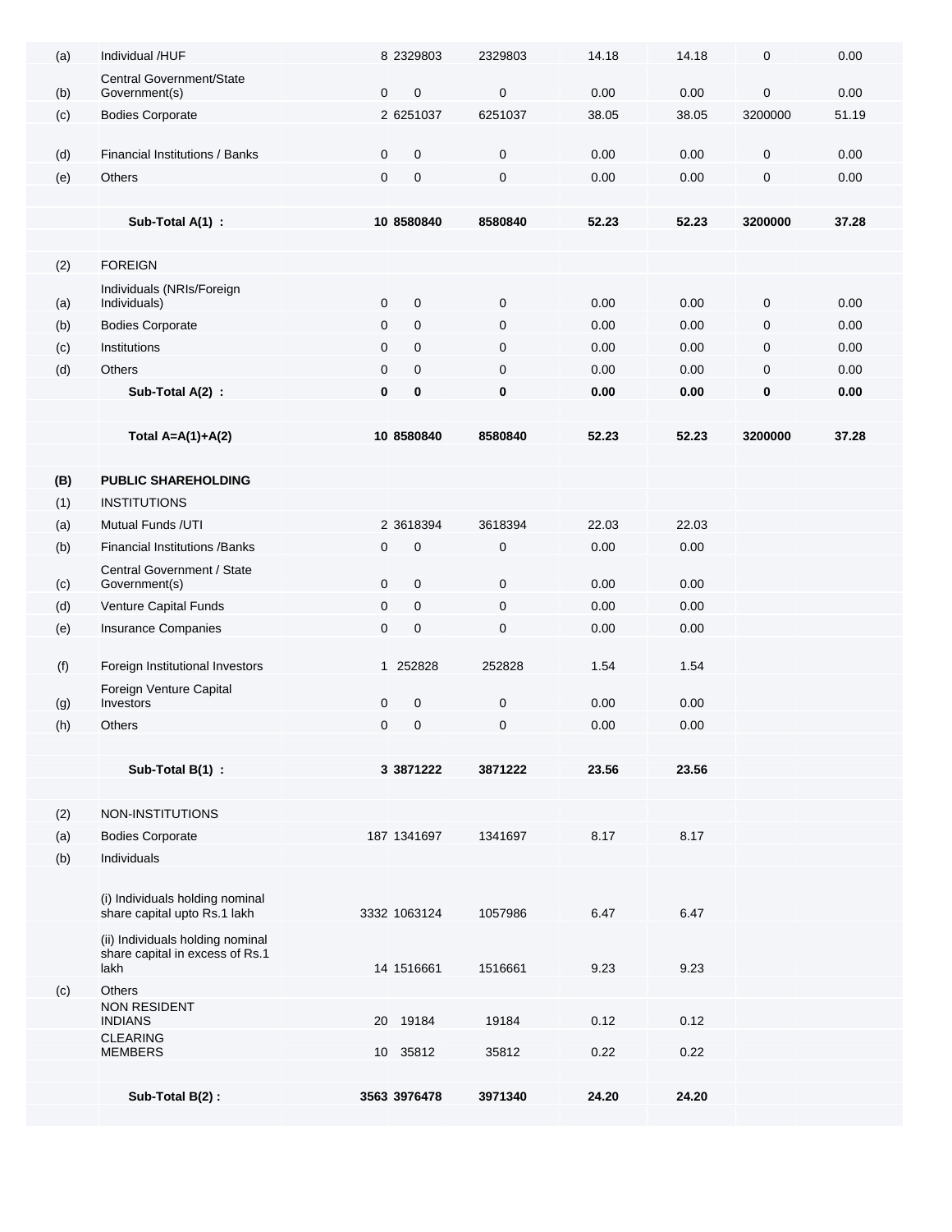| | | | | | | | | |
|---|---|---|---|---|---|---|---|---|
| (a) | Individual /HUF | 8 | 2329803 | 2329803 | 14.18 | 14.18 | 0 | 0.00 |
| (b) | Central Government/State Government(s) | 0 | 0 | 0 | 0.00 | 0.00 | 0 | 0.00 |
| (c) | Bodies Corporate | 2 | 6251037 | 6251037 | 38.05 | 38.05 | 3200000 | 51.19 |
| (d) | Financial Institutions / Banks | 0 | 0 | 0 | 0.00 | 0.00 | 0 | 0.00 |
| (e) | Others | 0 | 0 | 0 | 0.00 | 0.00 | 0 | 0.00 |
| | **Sub-Total A(1) :** | **10** | **8580840** | **8580840** | **52.23** | **52.23** | **3200000** | **37.28** |
| (2) | FOREIGN | | | | | | | |
| (a) | Individuals (NRIs/Foreign Individuals) | 0 | 0 | 0 | 0.00 | 0.00 | 0 | 0.00 |
| (b) | Bodies Corporate | 0 | 0 | 0 | 0.00 | 0.00 | 0 | 0.00 |
| (c) | Institutions | 0 | 0 | 0 | 0.00 | 0.00 | 0 | 0.00 |
| (d) | Others | 0 | 0 | 0 | 0.00 | 0.00 | 0 | 0.00 |
| | **Sub-Total A(2) :** | **0** | **0** | **0** | **0.00** | **0.00** | **0** | **0.00** |
| | **Total A=A(1)+A(2)** | **10** | **8580840** | **8580840** | **52.23** | **52.23** | **3200000** | **37.28** |
| **(B)** | **PUBLIC SHAREHOLDING** | | | | | | | |
| (1) | INSTITUTIONS | | | | | | | |
| (a) | Mutual Funds /UTI | 2 | 3618394 | 3618394 | 22.03 | 22.03 | | |
| (b) | Financial Institutions /Banks | 0 | 0 | 0 | 0.00 | 0.00 | | |
| (c) | Central Government / State Government(s) | 0 | 0 | 0 | 0.00 | 0.00 | | |
| (d) | Venture Capital Funds | 0 | 0 | 0 | 0.00 | 0.00 | | |
| (e) | Insurance Companies | 0 | 0 | 0 | 0.00 | 0.00 | | |
| (f) | Foreign Institutional Investors | 1 | 252828 | 252828 | 1.54 | 1.54 | | |
| (g) | Foreign Venture Capital Investors | 0 | 0 | 0 | 0.00 | 0.00 | | |
| (h) | Others | 0 | 0 | 0 | 0.00 | 0.00 | | |
| | **Sub-Total B(1) :** | **3** | **3871222** | **3871222** | **23.56** | **23.56** | | |
| (2) | NON-INSTITUTIONS | | | | | | | |
| (a) | Bodies Corporate | 187 | 1341697 | 1341697 | 8.17 | 8.17 | | |
| (b) | Individuals | | | | | | | |
| | (i) Individuals holding nominal share capital upto Rs.1 lakh | 3332 | 1063124 | 1057986 | 6.47 | 6.47 | | |
| | (ii) Individuals holding nominal share capital in excess of Rs.1 lakh | 14 | 1516661 | 1516661 | 9.23 | 9.23 | | |
| (c) | Others | | | | | | | |
| | NON RESIDENT INDIANS | 20 | 19184 | 19184 | 0.12 | 0.12 | | |
| | CLEARING MEMBERS | 10 | 35812 | 35812 | 0.22 | 0.22 | | |
| | **Sub-Total B(2) :** | **3563** | **3976478** | **3971340** | **24.20** | **24.20** | | |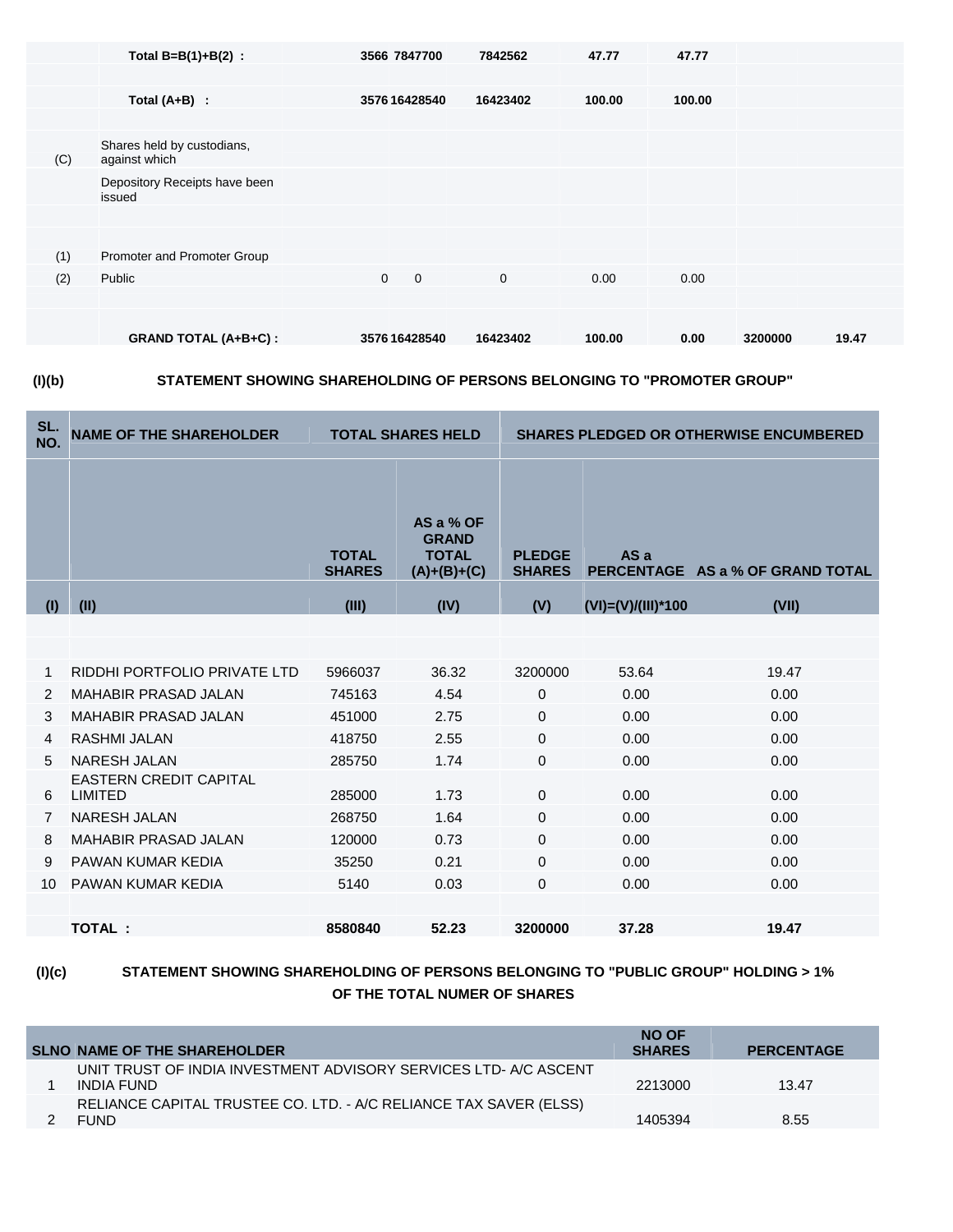| | | | | | | | | |
|---|---|---|---|---|---|---|---|---|
| | **Total B=B(1)+B(2) :** | **3566** | **7847700** | **7842562** | **47.77** | **47.77** | | |
| | **Total (A+B) :** | **3576** | **16428540** | **16423402** | **100.00** | **100.00** | | |
| (C) | Shares held by custodians, against which | | | | | | | |
| | Depository Receipts have been issued | | | | | | | |
| (1) | Promoter and Promoter Group | | | | | | | |
| (2) | Public | 0 | 0 | 0 | 0.00 | 0.00 | | |
| | **GRAND TOTAL (A+B+C) :** | **3576** | **16428540** | **16423402** | **100.00** | **0.00** | **3200000** | **19.47** |

**(I)(b)** **STATEMENT SHOWING SHAREHOLDING OF PERSONS BELONGING TO "PROMOTER GROUP"**

| SL. NO. | NAME OF THE SHAREHOLDER | TOTAL SHARES HELD | | SHARES PLEDGED OR OTHERWISE ENCUMBERED | | |
|---|---|---|---|---|---|---|
| | | TOTAL SHARES | AS a % OF GRAND TOTAL (A)+(B)+(C) | PLEDGE SHARES | AS a PERCENTAGE | AS a % OF GRAND TOTAL |
| (I) | (II) | (III) | (IV) | (V) | (VI)=(V)/(III)*100 | (VII) |
| 1 | RIDDHI PORTFOLIO PRIVATE LTD | 5966037 | 36.32 | 3200000 | 53.64 | 19.47 |
| 2 | MAHABIR PRASAD JALAN | 745163 | 4.54 | 0 | 0.00 | 0.00 |
| 3 | MAHABIR PRASAD JALAN | 451000 | 2.75 | 0 | 0.00 | 0.00 |
| 4 | RASHMI JALAN | 418750 | 2.55 | 0 | 0.00 | 0.00 |
| 5 | NARESH JALAN | 285750 | 1.74 | 0 | 0.00 | 0.00 |
| 6 | EASTERN CREDIT CAPITAL LIMITED | 285000 | 1.73 | 0 | 0.00 | 0.00 |
| 7 | NARESH JALAN | 268750 | 1.64 | 0 | 0.00 | 0.00 |
| 8 | MAHABIR PRASAD JALAN | 120000 | 0.73 | 0 | 0.00 | 0.00 |
| 9 | PAWAN KUMAR KEDIA | 35250 | 0.21 | 0 | 0.00 | 0.00 |
| 10 | PAWAN KUMAR KEDIA | 5140 | 0.03 | 0 | 0.00 | 0.00 |
| | **TOTAL :** | **8580840** | **52.23** | **3200000** | **37.28** | **19.47** |

**(I)(c)** **STATEMENT SHOWING SHAREHOLDING OF PERSONS BELONGING TO "PUBLIC GROUP" HOLDING > 1% OF THE TOTAL NUMER OF SHARES**

| SLNO | NAME OF THE SHAREHOLDER | NO OF SHARES | PERCENTAGE |
|---|---|---|---|
| 1 | UNIT TRUST OF INDIA INVESTMENT ADVISORY SERVICES LTD- A/C ASCENT INDIA FUND | 2213000 | 13.47 |
| 2 | RELIANCE CAPITAL TRUSTEE CO. LTD. - A/C RELIANCE TAX SAVER (ELSS) FUND | 1405394 | 8.55 |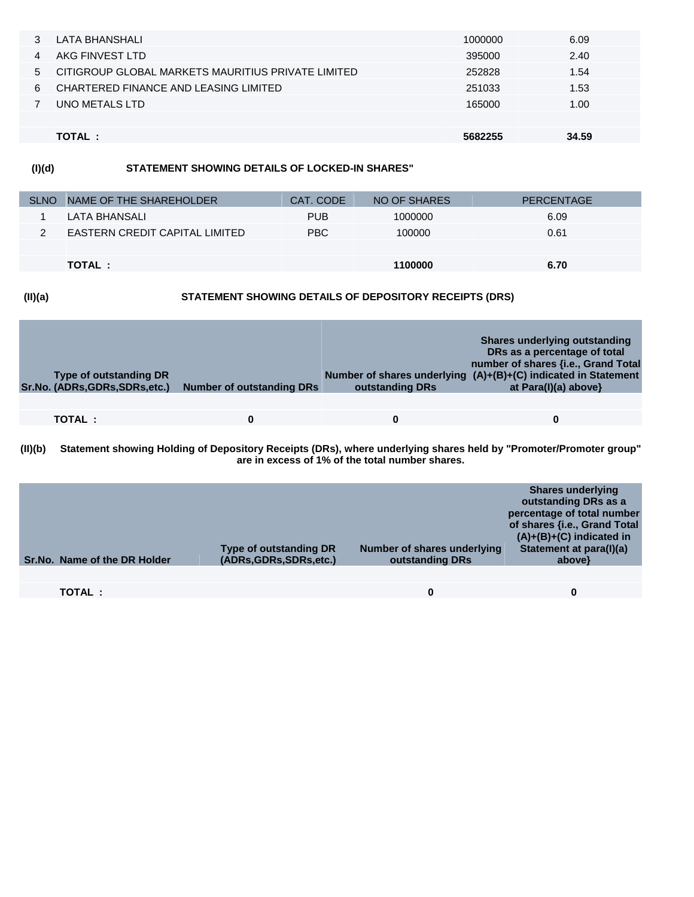| | | | |
|---|---|---|---|
| 3 | LATA BHANSHALI | 1000000 | 6.09 |
| 4 | AKG FINVEST LTD | 395000 | 2.40 |
| 5 | CITIGROUP GLOBAL MARKETS MAURITIUS PRIVATE LIMITED | 252828 | 1.54 |
| 6 | CHARTERED FINANCE AND LEASING LIMITED | 251033 | 1.53 |
| 7 | UNO METALS LTD | 165000 | 1.00 |
| | | | |
| | **TOTAL :** | **5682255** | **34.59** |

**(I)(d) STATEMENT SHOWING DETAILS OF LOCKED-IN SHARES"**

| SLNO | NAME OF THE SHAREHOLDER | CAT. CODE | NO OF SHARES | PERCENTAGE |
|---|---|---|---|---|
| 1 | LATA BHANSALI | PUB | 1000000 | 6.09 |
| 2 | EASTERN CREDIT CAPITAL LIMITED | PBC | 100000 | 0.61 |
| | | | | |
| | **TOTAL :** | | **1100000** | **6.70** |

**(II)(a) STATEMENT SHOWING DETAILS OF DEPOSITORY RECEIPTS (DRS)**

| Sr.No. | Type of outstanding DR (ADRs,GDRs,SDRs,etc.) | Number of outstanding DRs | Number of shares underlying outstanding DRs | Shares underlying outstanding DRs as a percentage of total number of shares {i.e., Grand Total (A)+(B)+(C) indicated in Statement at Para(I)(a) above} |
|---|---|---|---|---|
| | | | | |
| | **TOTAL :** | **0** | **0** | **0** |

**(II)(b) Statement showing Holding of Depository Receipts (DRs), where underlying shares held by "Promoter/Promoter group" are in excess of 1% of the total number shares.**

| Sr.No. | Name of the DR Holder | Type of outstanding DR (ADRs,GDRs,SDRs,etc.) | Number of shares underlying outstanding DRs | Shares underlying outstanding DRs as a percentage of total number of shares {i.e., Grand Total (A)+(B)+(C) indicated in Statement at para(I)(a) above} |
|---|---|---|---|---|
| | | | | |
| | **TOTAL :** | | **0** | **0** |